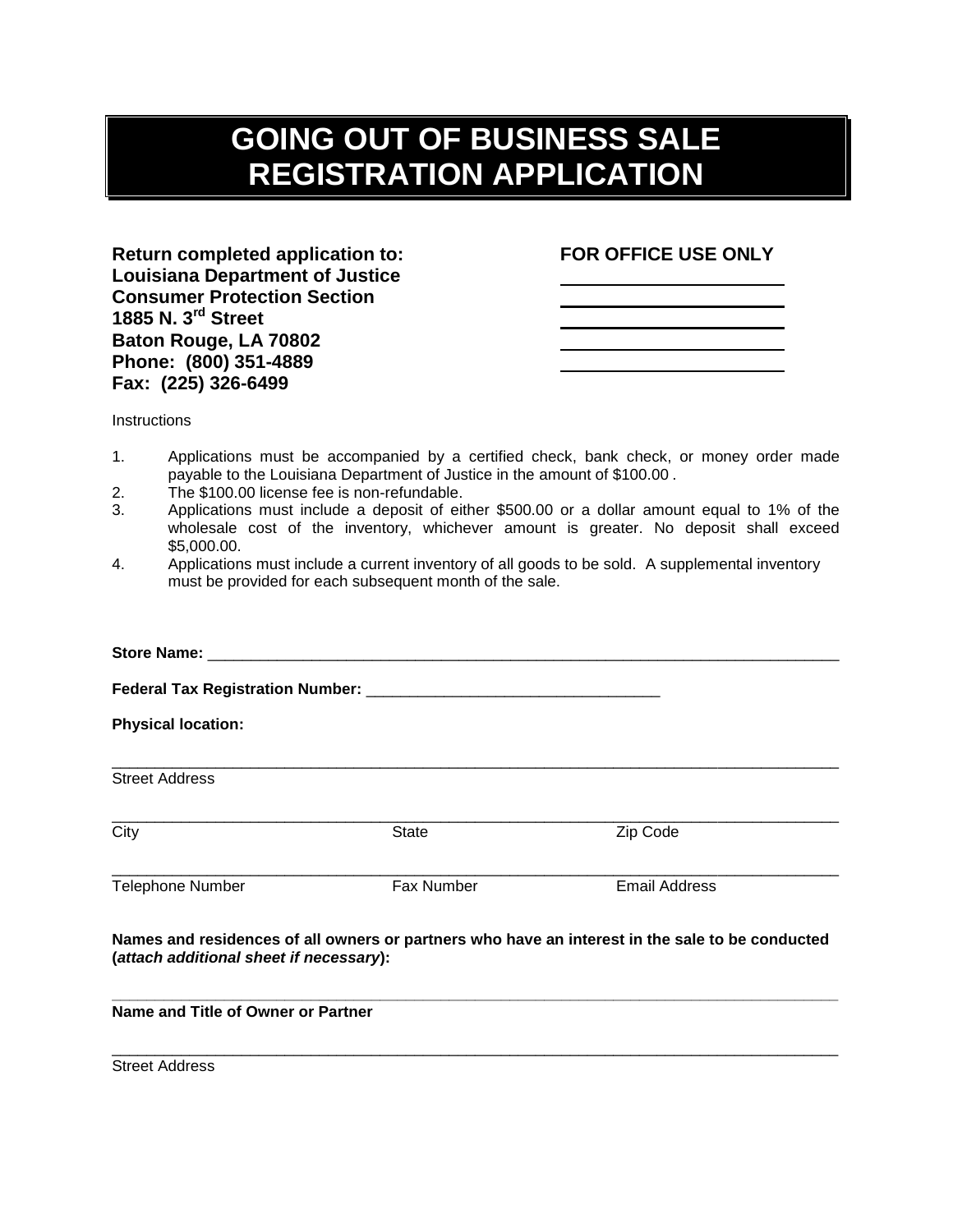# GOING OUT OF BUSINESS SALE REGISTRATION APPLICATION

**Return completed application to:**
**Louisiana Department of Justice**
**Consumer Protection Section**
**1885 N. 3rd Street**
**Baton Rouge, LA 70802**
**Phone: (800) 351-4889**
**Fax: (225) 326-6499**

**FOR OFFICE USE ONLY**

______________________

______________________

______________________

______________________

______________________

Instructions

1. Applications must be accompanied by a certified check, bank check, or money order made payable to the Louisiana Department of Justice in the amount of $100.00 .
2. The $100.00 license fee is non-refundable.
3. Applications must include a deposit of either $500.00 or a dollar amount equal to 1% of the wholesale cost of the inventory, whichever amount is greater. No deposit shall exceed $5,000.00.
4. Applications must include a current inventory of all goods to be sold. A supplemental inventory must be provided for each subsequent month of the sale.

**Store Name:** ____________________________________________________________

**Federal Tax Registration Number:** ______________________________

**Physical location:**

______________________________________________________________________
Street Address

______________________________________________________________________
City | State | Zip Code

______________________________________________________________________
Telephone Number | Fax Number | Email Address

**Names and residences of all owners or partners who have an interest in the sale to be conducted (*attach additional sheet if necessary*):**

______________________________________________________________________
**Name and Title of Owner or Partner**

______________________________________________________________________
Street Address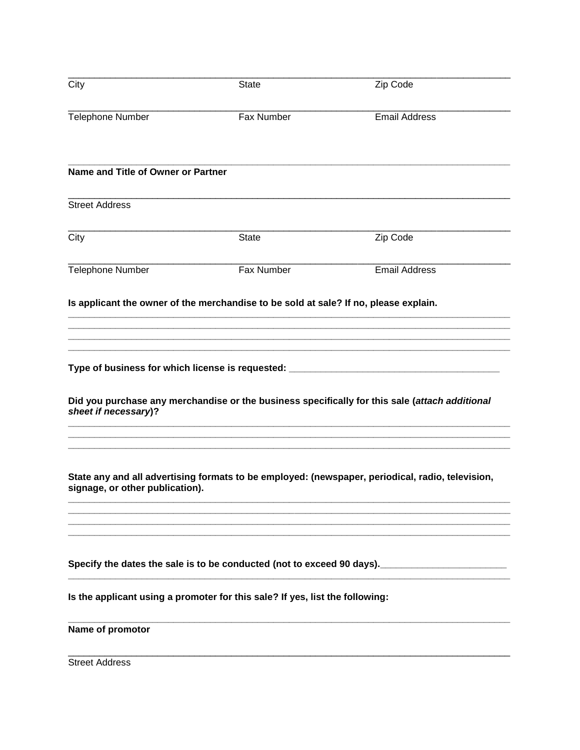_______________________________________________________________________________

| City | State | Zip Code |
|---|---|---|

_______________________________________________________________________________

| Telephone Number | Fax Number | Email Address |
|---|---|---|

_______________________________________________________________________________

**Name and Title of Owner or Partner**

_______________________________________________________________________________

Street Address

_______________________________________________________________________________

| City | State | Zip Code |
|---|---|---|

_______________________________________________________________________________

| Telephone Number | Fax Number | Email Address |
|---|---|---|

**Is applicant the owner of the merchandise to be sold at sale? If no, please explain.**

_______________________________________________________________________________
_______________________________________________________________________________
_______________________________________________________________________________
_______________________________________________________________________________

**Type of business for which license is requested:** ________________________________________

**Did you purchase any merchandise or the business specifically for this sale (*attach additional sheet if necessary*)?**

_______________________________________________________________________________
_______________________________________________________________________________
_______________________________________________________________________________

**State any and all advertising formats to be employed: (newspaper, periodical, radio, television, signage, or other publication).**

_______________________________________________________________________________
_______________________________________________________________________________
_______________________________________________________________________________
_______________________________________________________________________________

**Specify the dates the sale is to be conducted (not to exceed 90 days).**_______________________
_______________________________________________________________________________

**Is the applicant using a promoter for this sale? If yes, list the following:**

_______________________________________________________________________________

**Name of promotor**

_______________________________________________________________________________

Street Address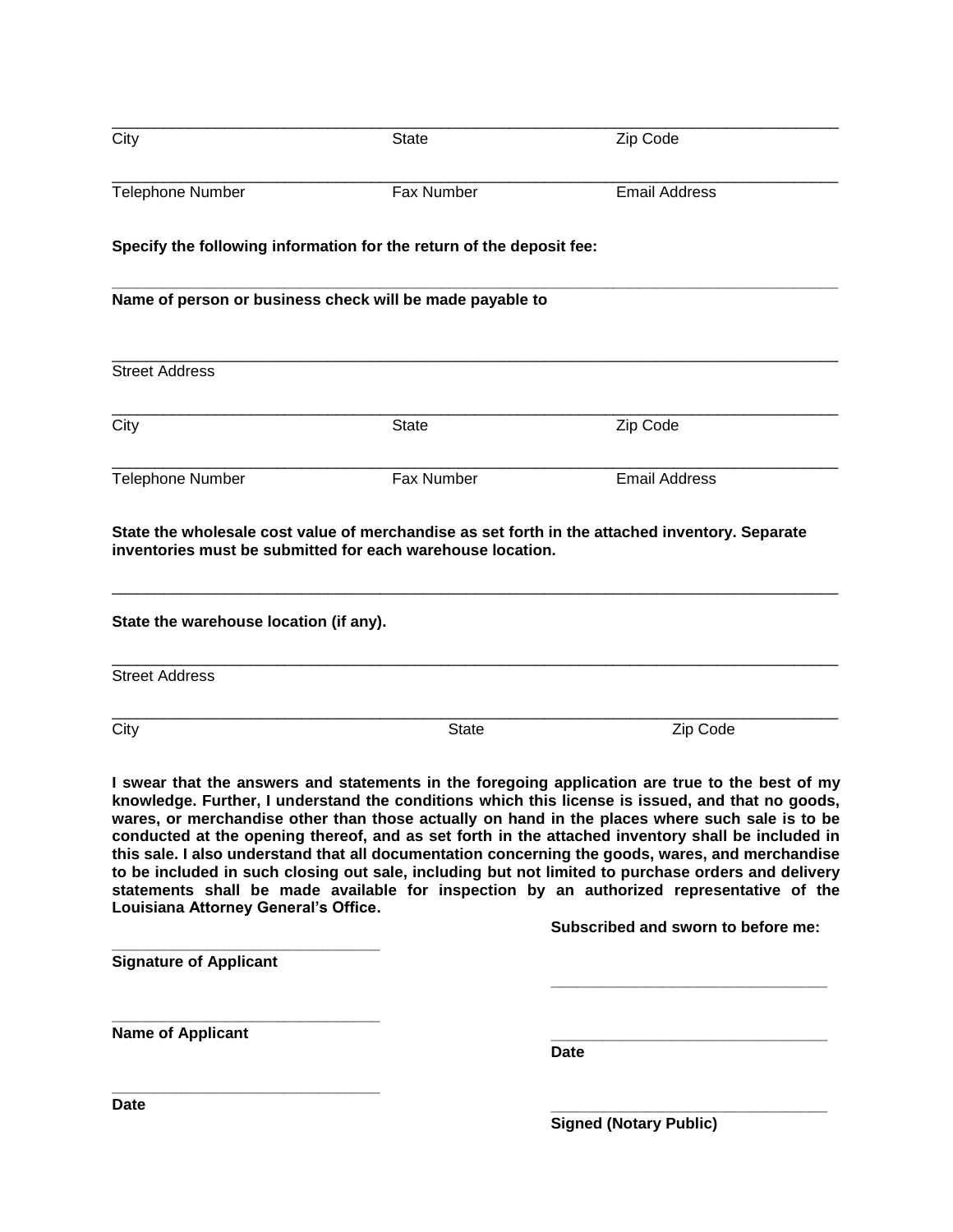\_\_\_\_\_\_\_\_\_\_\_\_\_\_\_\_\_\_\_\_\_\_\_\_\_\_\_\_\_\_\_\_\_\_\_\_\_\_\_\_\_\_\_\_\_\_\_\_\_\_\_\_\_\_\_\_\_\_\_\_\_\_\_\_\_\_\_\_\_\_\_\_\_\_\_\_\_\_\_\_

City State Zip Code

\_\_\_\_\_\_\_\_\_\_\_\_\_\_\_\_\_\_\_\_\_\_\_\_\_\_\_\_\_\_\_\_\_\_\_\_\_\_\_\_\_\_\_\_\_\_\_\_\_\_\_\_\_\_\_\_\_\_\_\_\_\_\_\_\_\_\_\_\_\_\_\_\_\_\_\_\_\_\_\_

Telephone Number Fax Number Email Address

**Specify the following information for the return of the deposit fee:**

\_\_\_\_\_\_\_\_\_\_\_\_\_\_\_\_\_\_\_\_\_\_\_\_\_\_\_\_\_\_\_\_\_\_\_\_\_\_\_\_\_\_\_\_\_\_\_\_\_\_\_\_\_\_\_\_\_\_\_\_\_\_\_\_\_\_\_\_\_\_\_\_\_\_\_\_\_\_\_\_

**Name of person or business check will be made payable to**

\_\_\_\_\_\_\_\_\_\_\_\_\_\_\_\_\_\_\_\_\_\_\_\_\_\_\_\_\_\_\_\_\_\_\_\_\_\_\_\_\_\_\_\_\_\_\_\_\_\_\_\_\_\_\_\_\_\_\_\_\_\_\_\_\_\_\_\_\_\_\_\_\_\_\_\_\_\_\_\_

Street Address

\_\_\_\_\_\_\_\_\_\_\_\_\_\_\_\_\_\_\_\_\_\_\_\_\_\_\_\_\_\_\_\_\_\_\_\_\_\_\_\_\_\_\_\_\_\_\_\_\_\_\_\_\_\_\_\_\_\_\_\_\_\_\_\_\_\_\_\_\_\_\_\_\_\_\_\_\_\_\_\_

City State Zip Code

\_\_\_\_\_\_\_\_\_\_\_\_\_\_\_\_\_\_\_\_\_\_\_\_\_\_\_\_\_\_\_\_\_\_\_\_\_\_\_\_\_\_\_\_\_\_\_\_\_\_\_\_\_\_\_\_\_\_\_\_\_\_\_\_\_\_\_\_\_\_\_\_\_\_\_\_\_\_\_\_

Telephone Number Fax Number Email Address

**State the wholesale cost value of merchandise as set forth in the attached inventory. Separate inventories must be submitted for each warehouse location.**

\_\_\_\_\_\_\_\_\_\_\_\_\_\_\_\_\_\_\_\_\_\_\_\_\_\_\_\_\_\_\_\_\_\_\_\_\_\_\_\_\_\_\_\_\_\_\_\_\_\_\_\_\_\_\_\_\_\_\_\_\_\_\_\_\_\_\_\_\_\_\_\_\_\_\_\_\_\_\_\_

**State the warehouse location (if any).**

\_\_\_\_\_\_\_\_\_\_\_\_\_\_\_\_\_\_\_\_\_\_\_\_\_\_\_\_\_\_\_\_\_\_\_\_\_\_\_\_\_\_\_\_\_\_\_\_\_\_\_\_\_\_\_\_\_\_\_\_\_\_\_\_\_\_\_\_\_\_\_\_\_\_\_\_\_\_\_\_

Street Address

\_\_\_\_\_\_\_\_\_\_\_\_\_\_\_\_\_\_\_\_\_\_\_\_\_\_\_\_\_\_\_\_\_\_\_\_\_\_\_\_\_\_\_\_\_\_\_\_\_\_\_\_\_\_\_\_\_\_\_\_\_\_\_\_\_\_\_\_\_\_\_\_\_\_\_\_\_\_\_\_

City State Zip Code

**I swear that the answers and statements in the foregoing application are true to the best of my knowledge. Further, I understand the conditions which this license is issued, and that no goods, wares, or merchandise other than those actually on hand in the places where such sale is to be conducted at the opening thereof, and as set forth in the attached inventory shall be included in this sale. I also understand that all documentation concerning the goods, wares, and merchandise to be included in such closing out sale, including but not limited to purchase orders and delivery statements shall be made available for inspection by an authorized representative of the Louisiana Attorney General's Office.**

**Subscribed and sworn to before me:**

\_\_\_\_\_\_\_\_\_\_\_\_\_\_\_\_\_\_\_\_\_\_\_\_\_\_\_\_\_\_

**Signature of Applicant**

\_\_\_\_\_\_\_\_\_\_\_\_\_\_\_\_\_\_\_\_\_\_\_\_\_\_\_\_\_\_

\_\_\_\_\_\_\_\_\_\_\_\_\_\_\_\_\_\_\_\_\_\_\_\_\_\_\_\_\_\_

**Name of Applicant**

\_\_\_\_\_\_\_\_\_\_\_\_\_\_\_\_\_\_\_\_\_\_\_\_\_\_\_\_\_\_

**Date**

\_\_\_\_\_\_\_\_\_\_\_\_\_\_\_\_\_\_\_\_\_\_\_\_\_\_\_\_\_\_

**Date**

\_\_\_\_\_\_\_\_\_\_\_\_\_\_\_\_\_\_\_\_\_\_\_\_\_\_\_\_\_\_

**Signed (Notary Public)**